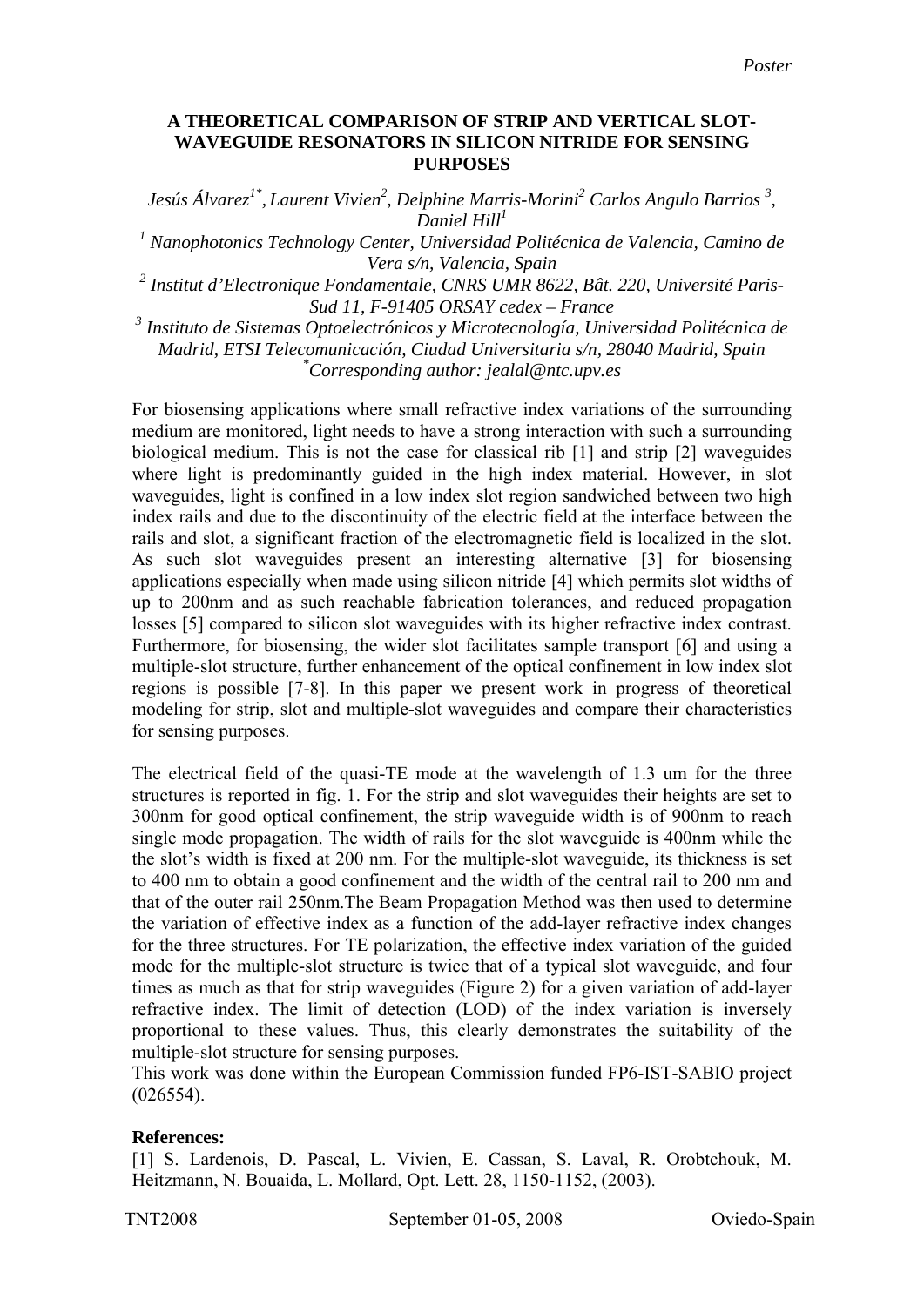*Poster*

# A THEORETICAL COMPARISON OF STRIP AND VERTICAL SLOT-WAVEGUIDE RESONATORS IN SILICON NITRIDE FOR SENSING PURPOSES

*Jesús Álvarez[1*], Laurent Vivien[2], Delphine Marris-Morini[2] Carlos Angulo Barrios [3], Daniel Hill[1]*

*[1] Nanophotonics Technology Center, Universidad Politécnica de Valencia, Camino de Vera s/n, Valencia, Spain*

*[2] Institut d'Electronique Fondamentale, CNRS UMR 8622, Bât. 220, Université Paris-Sud 11, F-91405 ORSAY cedex – France*

*[3] Instituto de Sistemas Optoelectrónicos y Microtecnología, Universidad Politécnica de Madrid, ETSI Telecomunicación, Ciudad Universitaria s/n, 28040 Madrid, Spain*

*[*]Corresponding author: jealal@ntc.upv.es*

For biosensing applications where small refractive index variations of the surrounding medium are monitored, light needs to have a strong interaction with such a surrounding biological medium. This is not the case for classical rib [1] and strip [2] waveguides where light is predominantly guided in the high index material. However, in slot waveguides, light is confined in a low index slot region sandwiched between two high index rails and due to the discontinuity of the electric field at the interface between the rails and slot, a significant fraction of the electromagnetic field is localized in the slot. As such slot waveguides present an interesting alternative [3] for biosensing applications especially when made using silicon nitride [4] which permits slot widths of up to 200nm and as such reachable fabrication tolerances, and reduced propagation losses [5] compared to silicon slot waveguides with its higher refractive index contrast. Furthermore, for biosensing, the wider slot facilitates sample transport [6] and using a multiple-slot structure, further enhancement of the optical confinement in low index slot regions is possible [7-8]. In this paper we present work in progress of theoretical modeling for strip, slot and multiple-slot waveguides and compare their characteristics for sensing purposes.

The electrical field of the quasi-TE mode at the wavelength of 1.3 um for the three structures is reported in fig. 1. For the strip and slot waveguides their heights are set to 300nm for good optical confinement, the strip waveguide width is of 900nm to reach single mode propagation. The width of rails for the slot waveguide is 400nm while the slot's width is fixed at 200 nm. For the multiple-slot waveguide, its thickness is set to 400 nm to obtain a good confinement and the width of the central rail to 200 nm and that of the outer rail 250nm.The Beam Propagation Method was then used to determine the variation of effective index as a function of the add-layer refractive index changes for the three structures. For TE polarization, the effective index variation of the guided mode for the multiple-slot structure is twice that of a typical slot waveguide, and four times as much as that for strip waveguides (Figure 2) for a given variation of add-layer refractive index. The limit of detection (LOD) of the index variation is inversely proportional to these values. Thus, this clearly demonstrates the suitability of the multiple-slot structure for sensing purposes.

This work was done within the European Commission funded FP6-IST-SABIO project (026554).

**References:**

[1] S. Lardenois, D. Pascal, L. Vivien, E. Cassan, S. Laval, R. Orobtchouk, M. Heitzmann, N. Bouaida, L. Mollard, Opt. Lett. 28, 1150-1152, (2003).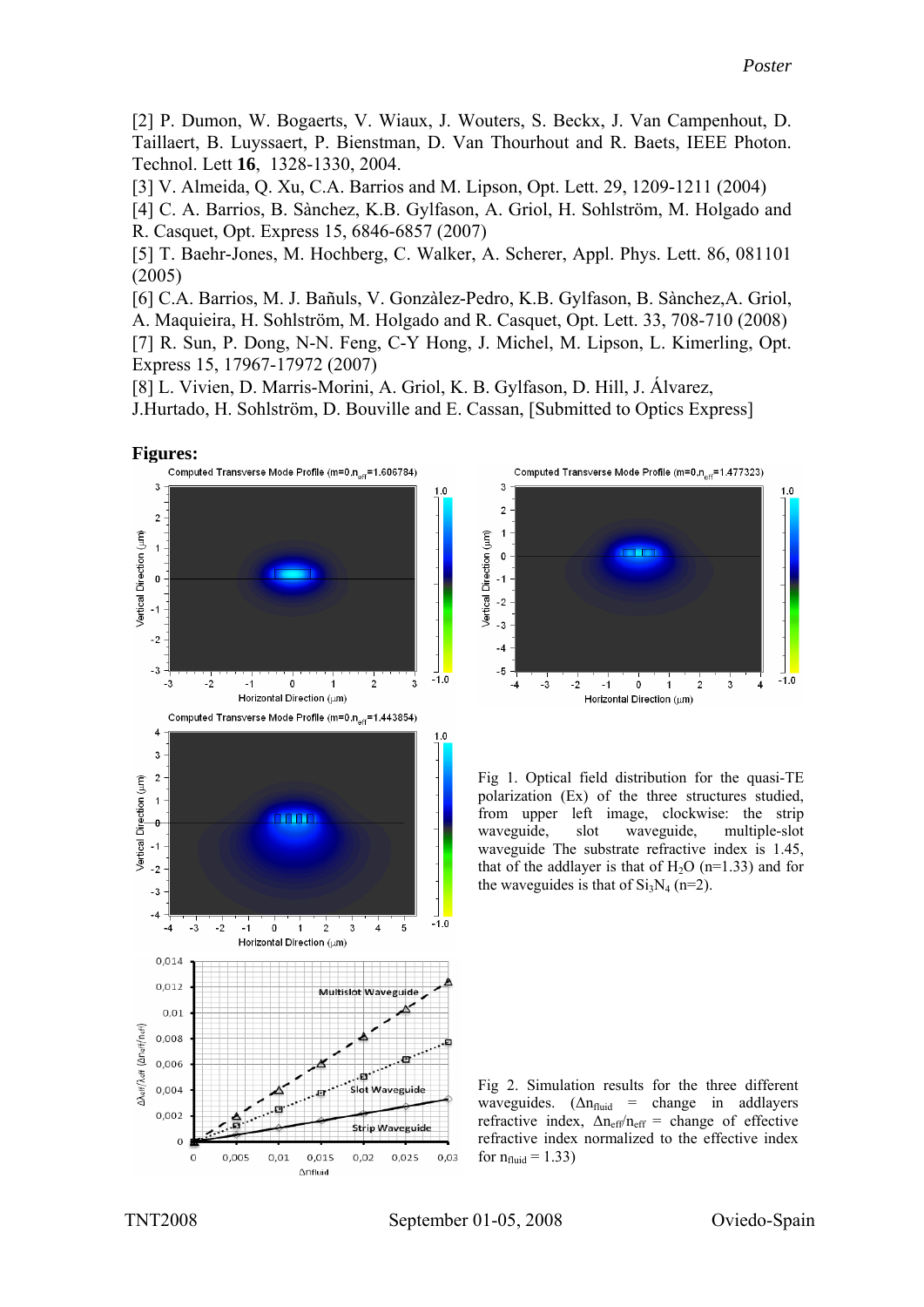[2] P. Dumon, W. Bogaerts, V. Wiaux, J. Wouters, S. Beckx, J. Van Campenhout, D. Taillaert, B. Luyssaert, P. Bienstman, D. Van Thourhout and R. Baets, IEEE Photon. Technol. Lett **16**, 1328-1330, 2004.
[3] V. Almeida, Q. Xu, C.A. Barrios and M. Lipson, Opt. Lett. 29, 1209-1211 (2004)
[4] C. A. Barrios, B. Sànchez, K.B. Gylfason, A. Griol, H. Sohlström, M. Holgado and R. Casquet, Opt. Express 15, 6846-6857 (2007)
[5] T. Baehr-Jones, M. Hochberg, C. Walker, A. Scherer, Appl. Phys. Lett. 86, 081101 (2005)
[6] C.A. Barrios, M. J. Bañuls, V. Gonzàlez-Pedro, K.B. Gylfason, B. Sànchez, A. Griol, A. Maquieira, H. Sohlström, M. Holgado and R. Casquet, Opt. Lett. 33, 708-710 (2008)
[7] R. Sun, P. Dong, N-N. Feng, C-Y Hong, J. Michel, M. Lipson, L. Kimerling, Opt. Express 15, 17967-17972 (2007)
[8] L. Vivien, D. Marris-Morini, A. Griol, K. B. Gylfason, D. Hill, J. Álvarez, J.Hurtado, H. Sohlström, D. Bouville and E. Cassan, [Submitted to Optics Express]

## Figures:

Computed Transverse Mode Profile (m=0,$n_{eff}$=1.606784)
Vertical Direction (μm)
Horizontal Direction (μm)

Computed Transverse Mode Profile (m=0,$n_{eff}$=1.477323)
Vertical Direction (μm)
Horizontal Direction (μm)

Computed Transverse Mode Profile (m=0,$n_{eff}$=1.443854)
Vertical Direction (μm)
Horizontal Direction (μm)

Fig 1. Optical field distribution for the quasi-TE polarization (Ex) of the three structures studied, from upper left image, clockwise: the strip waveguide, slot waveguide, multiple-slot waveguide The substrate refractive index is 1.45, that of the addlayer is that of $H_2O$ (n=1.33) and for the waveguides is that of $Si_3N_4$ (n=2).

Multislot Waveguide
Slot Waveguide
Strip Waveguide
$\Delta n_{eff}/n_{eff}$ ($\Delta n_{eff}/n_{eff}$)
Δnfluid

Fig 2. Simulation results for the three different waveguides. ($\Delta n_{fluid}$ = change in addlayers refractive index, $\Delta n_{eff}/n_{eff}$ = change of effective refractive index normalized to the effective index for $n_{fluid}$ = 1.33)